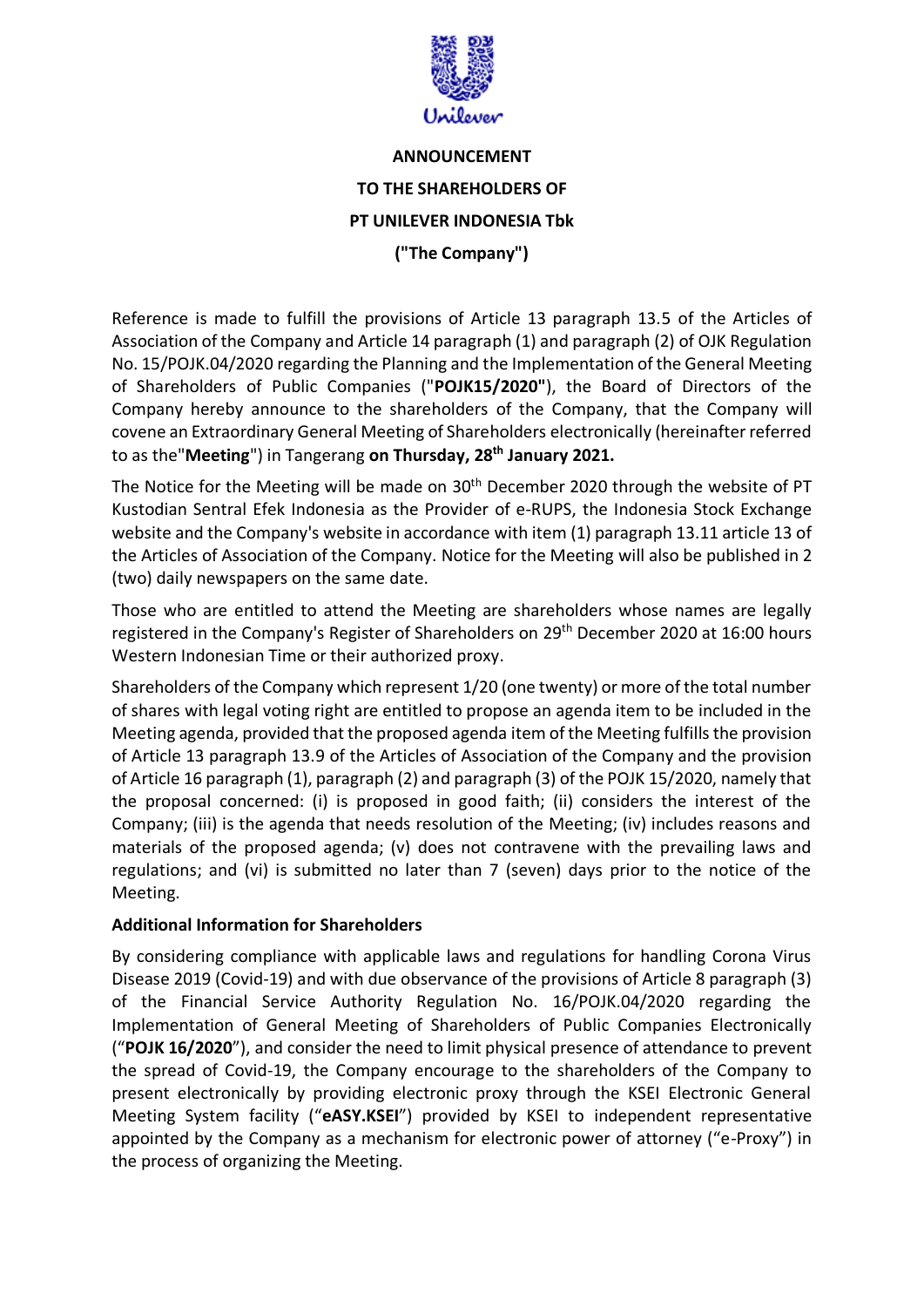**ANNOUNCEMENT**

**TO THE SHAREHOLDERS OF**

**PT UNILEVER INDONESIA Tbk**

**("The Company")**

Reference is made to fulfill the provisions of Article 13 paragraph 13.5 of the Articles of Association of the Company and Article 14 paragraph (1) and paragraph (2) of OJK Regulation No. 15/POJK.04/2020 regarding the Planning and the Implementation of the General Meeting of Shareholders of Public Companies ("**POJK15/2020"**), the Board of Directors of the Company hereby announce to the shareholders of the Company, that the Company will covene an Extraordinary General Meeting of Shareholders electronically (hereinafter referred to as the"**Meeting**") in Tangerang **on Thursday, 28th January 2021.**

The Notice for the Meeting will be made on 30th December 2020 through the website of PT Kustodian Sentral Efek Indonesia as the Provider of e-RUPS, the Indonesia Stock Exchange website and the Company's website in accordance with item (1) paragraph 13.11 article 13 of the Articles of Association of the Company. Notice for the Meeting will also be published in 2 (two) daily newspapers on the same date.

Those who are entitled to attend the Meeting are shareholders whose names are legally registered in the Company's Register of Shareholders on 29th December 2020 at 16:00 hours Western Indonesian Time or their authorized proxy.

Shareholders of the Company which represent 1/20 (one twenty) or more of the total number of shares with legal voting right are entitled to propose an agenda item to be included in the Meeting agenda, provided that the proposed agenda item of the Meeting fulfills the provision of Article 13 paragraph 13.9 of the Articles of Association of the Company and the provision of Article 16 paragraph (1), paragraph (2) and paragraph (3) of the POJK 15/2020, namely that the proposal concerned: (i) is proposed in good faith; (ii) considers the interest of the Company; (iii) is the agenda that needs resolution of the Meeting; (iv) includes reasons and materials of the proposed agenda; (v) does not contravene with the prevailing laws and regulations; and (vi) is submitted no later than 7 (seven) days prior to the notice of the Meeting.

**Additional Information for Shareholders**

By considering compliance with applicable laws and regulations for handling Corona Virus Disease 2019 (Covid-19) and with due observance of the provisions of Article 8 paragraph (3) of the Financial Service Authority Regulation No. 16/POJK.04/2020 regarding the Implementation of General Meeting of Shareholders of Public Companies Electronically ("**POJK 16/2020**"), and consider the need to limit physical presence of attendance to prevent the spread of Covid-19, the Company encourage to the shareholders of the Company to present electronically by providing electronic proxy through the KSEI Electronic General Meeting System facility ("**eASY.KSEI**") provided by KSEI to independent representative appointed by the Company as a mechanism for electronic power of attorney ("e-Proxy") in the process of organizing the Meeting.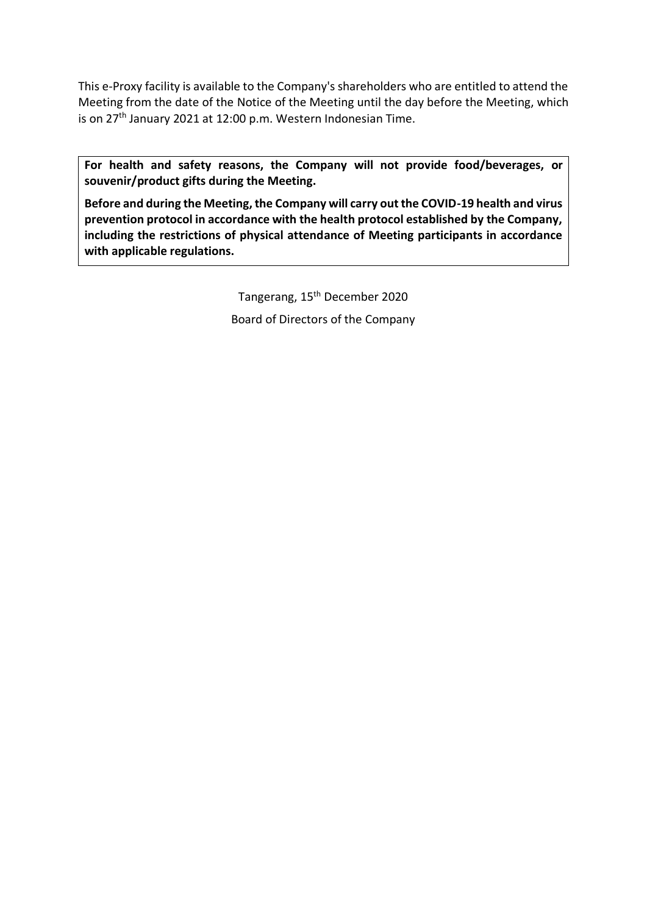This e-Proxy facility is available to the Company's shareholders who are entitled to attend the Meeting from the date of the Notice of the Meeting until the day before the Meeting, which is on 27th January 2021 at 12:00 p.m. Western Indonesian Time.

**For health and safety reasons, the Company will not provide food/beverages, or souvenir/product gifts during the Meeting.**

**Before and during the Meeting, the Company will carry out the COVID-19 health and virus prevention protocol in accordance with the health protocol established by the Company, including the restrictions of physical attendance of Meeting participants in accordance with applicable regulations.**

Tangerang, 15th December 2020

Board of Directors of the Company